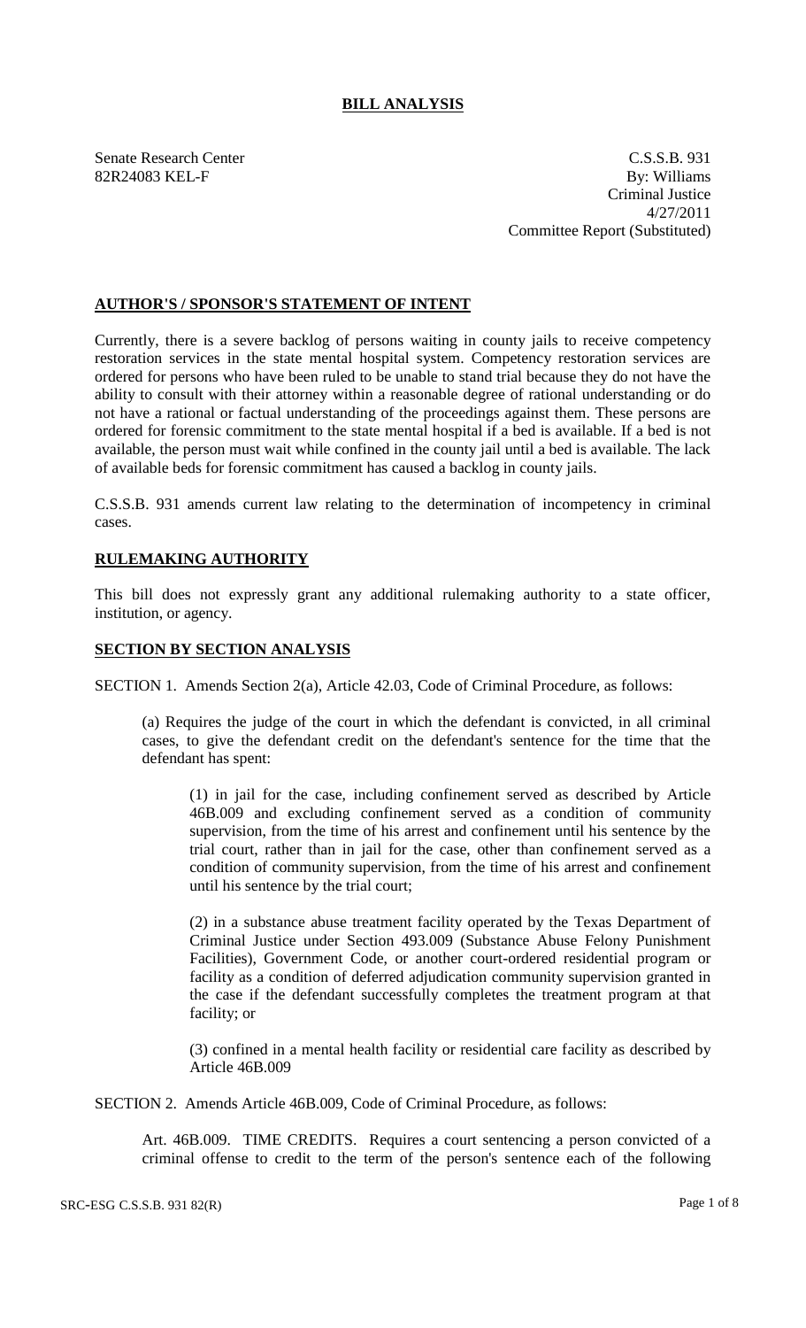# BILL ANALYSIS

Senate Research Center
82R24083 KEL-F

C.S.S.B. 931
By: Williams
Criminal Justice
4/27/2011
Committee Report (Substituted)

## AUTHOR'S / SPONSOR'S STATEMENT OF INTENT

Currently, there is a severe backlog of persons waiting in county jails to receive competency restoration services in the state mental hospital system. Competency restoration services are ordered for persons who have been ruled to be unable to stand trial because they do not have the ability to consult with their attorney within a reasonable degree of rational understanding or do not have a rational or factual understanding of the proceedings against them. These persons are ordered for forensic commitment to the state mental hospital if a bed is available. If a bed is not available, the person must wait while confined in the county jail until a bed is available. The lack of available beds for forensic commitment has caused a backlog in county jails.

C.S.S.B. 931 amends current law relating to the determination of incompetency in criminal cases.

## RULEMAKING AUTHORITY

This bill does not expressly grant any additional rulemaking authority to a state officer, institution, or agency.

## SECTION BY SECTION ANALYSIS

SECTION 1. Amends Section 2(a), Article 42.03, Code of Criminal Procedure, as follows:

(a) Requires the judge of the court in which the defendant is convicted, in all criminal cases, to give the defendant credit on the defendant's sentence for the time that the defendant has spent:

(1) in jail for the case, including confinement served as described by Article 46B.009 and excluding confinement served as a condition of community supervision, from the time of his arrest and confinement until his sentence by the trial court, rather than in jail for the case, other than confinement served as a condition of community supervision, from the time of his arrest and confinement until his sentence by the trial court;

(2) in a substance abuse treatment facility operated by the Texas Department of Criminal Justice under Section 493.009 (Substance Abuse Felony Punishment Facilities), Government Code, or another court-ordered residential program or facility as a condition of deferred adjudication community supervision granted in the case if the defendant successfully completes the treatment program at that facility; or

(3) confined in a mental health facility or residential care facility as described by Article 46B.009

SECTION 2. Amends Article 46B.009, Code of Criminal Procedure, as follows:

Art. 46B.009. TIME CREDITS. Requires a court sentencing a person convicted of a criminal offense to credit to the term of the person's sentence each of the following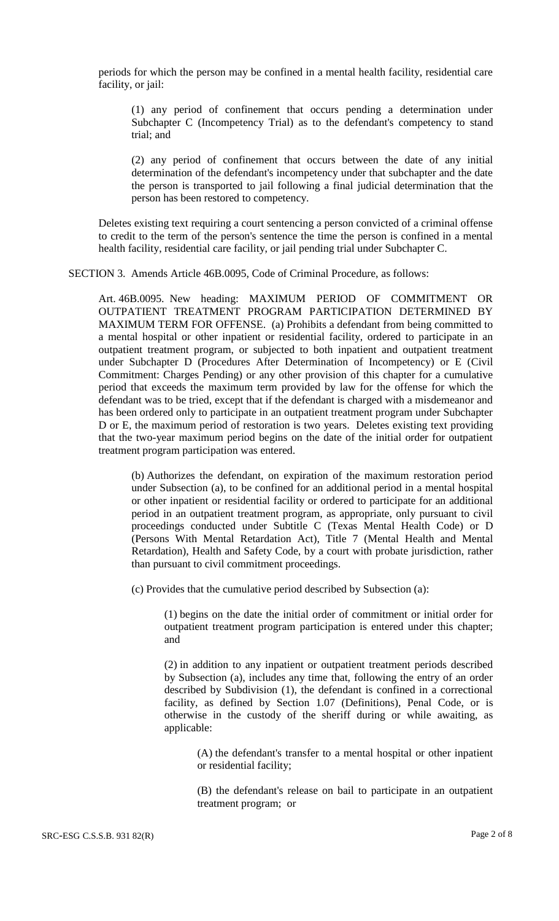periods for which the person may be confined in a mental health facility, residential care facility, or jail:

> (1) any period of confinement that occurs pending a determination under Subchapter C (Incompetency Trial) as to the defendant's competency to stand trial; and
>
> (2) any period of confinement that occurs between the date of any initial determination of the defendant's incompetency under that subchapter and the date the person is transported to jail following a final judicial determination that the person has been restored to competency.

Deletes existing text requiring a court sentencing a person convicted of a criminal offense to credit to the term of the person's sentence the time the person is confined in a mental health facility, residential care facility, or jail pending trial under Subchapter C.

SECTION 3. Amends Article 46B.0095, Code of Criminal Procedure, as follows:

Art. 46B.0095. New heading: MAXIMUM PERIOD OF COMMITMENT OR OUTPATIENT TREATMENT PROGRAM PARTICIPATION DETERMINED BY MAXIMUM TERM FOR OFFENSE. (a) Prohibits a defendant from being committed to a mental hospital or other inpatient or residential facility, ordered to participate in an outpatient treatment program, or subjected to both inpatient and outpatient treatment under Subchapter D (Procedures After Determination of Incompetency) or E (Civil Commitment: Charges Pending) or any other provision of this chapter for a cumulative period that exceeds the maximum term provided by law for the offense for which the defendant was to be tried, except that if the defendant is charged with a misdemeanor and has been ordered only to participate in an outpatient treatment program under Subchapter D or E, the maximum period of restoration is two years. Deletes existing text providing that the two-year maximum period begins on the date of the initial order for outpatient treatment program participation was entered.

> (b) Authorizes the defendant, on expiration of the maximum restoration period under Subsection (a), to be confined for an additional period in a mental hospital or other inpatient or residential facility or ordered to participate for an additional period in an outpatient treatment program, as appropriate, only pursuant to civil proceedings conducted under Subtitle C (Texas Mental Health Code) or D (Persons With Mental Retardation Act), Title 7 (Mental Health and Mental Retardation), Health and Safety Code, by a court with probate jurisdiction, rather than pursuant to civil commitment proceedings.
>
> (c) Provides that the cumulative period described by Subsection (a):
>
> > (1) begins on the date the initial order of commitment or initial order for outpatient treatment program participation is entered under this chapter; and
> >
> > (2) in addition to any inpatient or outpatient treatment periods described by Subsection (a), includes any time that, following the entry of an order described by Subdivision (1), the defendant is confined in a correctional facility, as defined by Section 1.07 (Definitions), Penal Code, or is otherwise in the custody of the sheriff during or while awaiting, as applicable:
> >
> > > (A) the defendant's transfer to a mental hospital or other inpatient or residential facility;
> > >
> > > (B) the defendant's release on bail to participate in an outpatient treatment program; or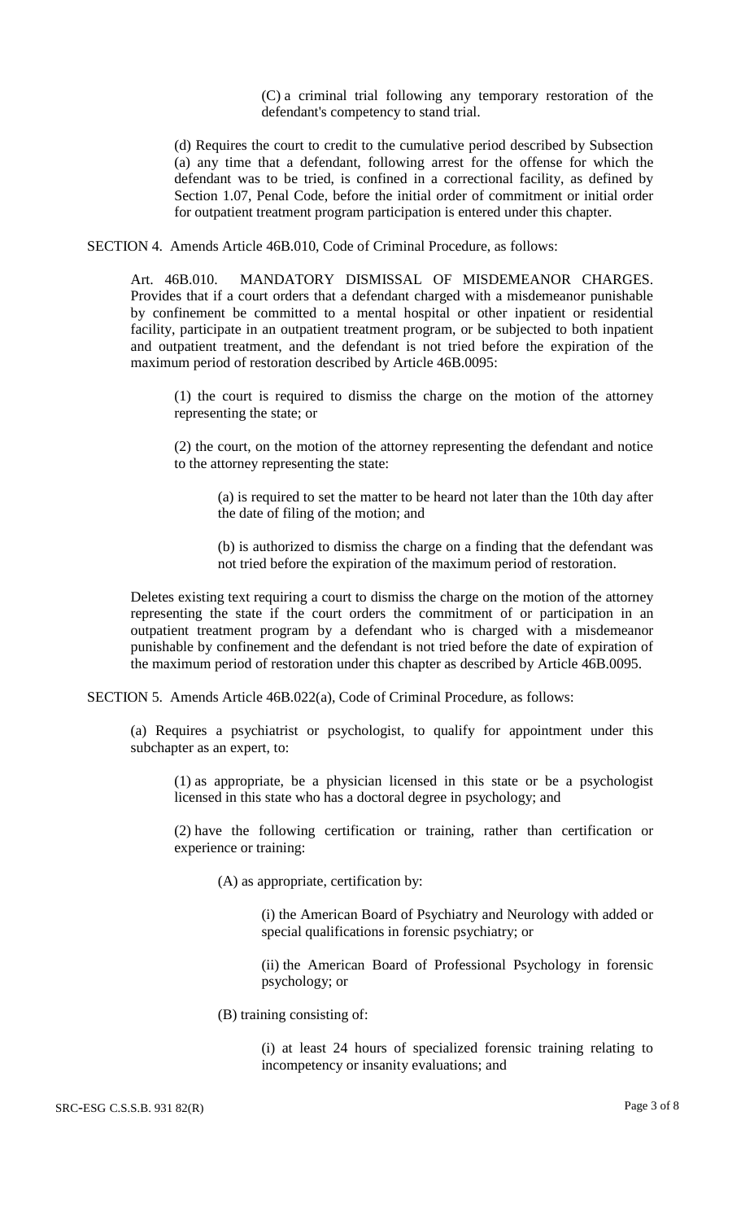(C) a criminal trial following any temporary restoration of the defendant's competency to stand trial.

(d) Requires the court to credit to the cumulative period described by Subsection (a) any time that a defendant, following arrest for the offense for which the defendant was to be tried, is confined in a correctional facility, as defined by Section 1.07, Penal Code, before the initial order of commitment or initial order for outpatient treatment program participation is entered under this chapter.

SECTION 4. Amends Article 46B.010, Code of Criminal Procedure, as follows:

Art. 46B.010. MANDATORY DISMISSAL OF MISDEMEANOR CHARGES. Provides that if a court orders that a defendant charged with a misdemeanor punishable by confinement be committed to a mental hospital or other inpatient or residential facility, participate in an outpatient treatment program, or be subjected to both inpatient and outpatient treatment, and the defendant is not tried before the expiration of the maximum period of restoration described by Article 46B.0095:

(1) the court is required to dismiss the charge on the motion of the attorney representing the state; or

(2) the court, on the motion of the attorney representing the defendant and notice to the attorney representing the state:

(a) is required to set the matter to be heard not later than the 10th day after the date of filing of the motion; and

(b) is authorized to dismiss the charge on a finding that the defendant was not tried before the expiration of the maximum period of restoration.

Deletes existing text requiring a court to dismiss the charge on the motion of the attorney representing the state if the court orders the commitment of or participation in an outpatient treatment program by a defendant who is charged with a misdemeanor punishable by confinement and the defendant is not tried before the date of expiration of the maximum period of restoration under this chapter as described by Article 46B.0095.

SECTION 5. Amends Article 46B.022(a), Code of Criminal Procedure, as follows:

(a) Requires a psychiatrist or psychologist, to qualify for appointment under this subchapter as an expert, to:

(1) as appropriate, be a physician licensed in this state or be a psychologist licensed in this state who has a doctoral degree in psychology; and

(2) have the following certification or training, rather than certification or experience or training:

(A) as appropriate, certification by:

(i) the American Board of Psychiatry and Neurology with added or special qualifications in forensic psychiatry; or

(ii) the American Board of Professional Psychology in forensic psychology; or

(B) training consisting of:

(i) at least 24 hours of specialized forensic training relating to incompetency or insanity evaluations; and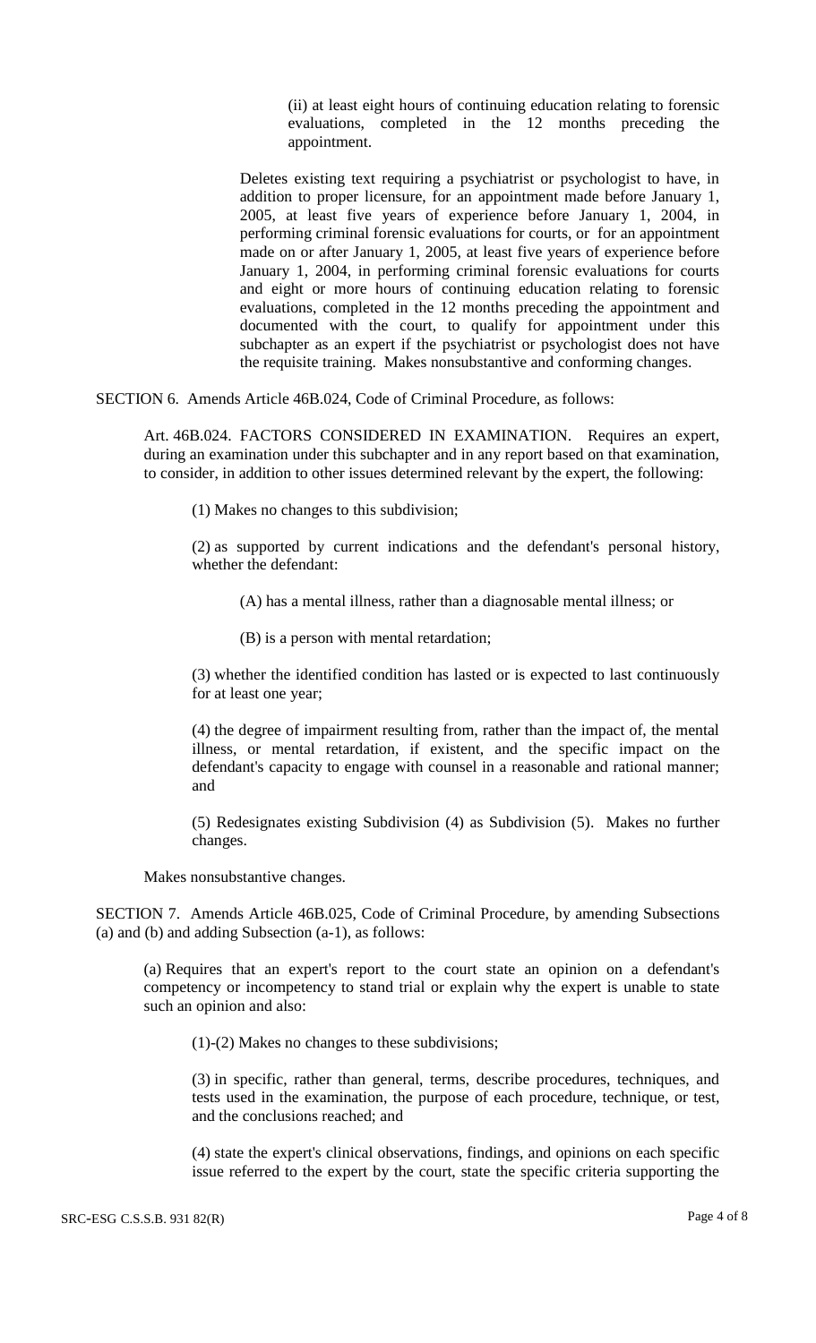(ii) at least eight hours of continuing education relating to forensic evaluations, completed in the 12 months preceding the appointment.

Deletes existing text requiring a psychiatrist or psychologist to have, in addition to proper licensure, for an appointment made before January 1, 2005, at least five years of experience before January 1, 2004, in performing criminal forensic evaluations for courts, or for an appointment made on or after January 1, 2005, at least five years of experience before January 1, 2004, in performing criminal forensic evaluations for courts and eight or more hours of continuing education relating to forensic evaluations, completed in the 12 months preceding the appointment and documented with the court, to qualify for appointment under this subchapter as an expert if the psychiatrist or psychologist does not have the requisite training. Makes nonsubstantive and conforming changes.

SECTION 6. Amends Article 46B.024, Code of Criminal Procedure, as follows:

Art. 46B.024. FACTORS CONSIDERED IN EXAMINATION. Requires an expert, during an examination under this subchapter and in any report based on that examination, to consider, in addition to other issues determined relevant by the expert, the following:

(1) Makes no changes to this subdivision;

(2) as supported by current indications and the defendant's personal history, whether the defendant:

(A) has a mental illness, rather than a diagnosable mental illness; or

(B) is a person with mental retardation;

(3) whether the identified condition has lasted or is expected to last continuously for at least one year;

(4) the degree of impairment resulting from, rather than the impact of, the mental illness, or mental retardation, if existent, and the specific impact on the defendant's capacity to engage with counsel in a reasonable and rational manner; and

(5) Redesignates existing Subdivision (4) as Subdivision (5). Makes no further changes.

Makes nonsubstantive changes.

SECTION 7. Amends Article 46B.025, Code of Criminal Procedure, by amending Subsections (a) and (b) and adding Subsection (a-1), as follows:

(a) Requires that an expert's report to the court state an opinion on a defendant's competency or incompetency to stand trial or explain why the expert is unable to state such an opinion and also:

(1)-(2) Makes no changes to these subdivisions;

(3) in specific, rather than general, terms, describe procedures, techniques, and tests used in the examination, the purpose of each procedure, technique, or test, and the conclusions reached; and

(4) state the expert's clinical observations, findings, and opinions on each specific issue referred to the expert by the court, state the specific criteria supporting the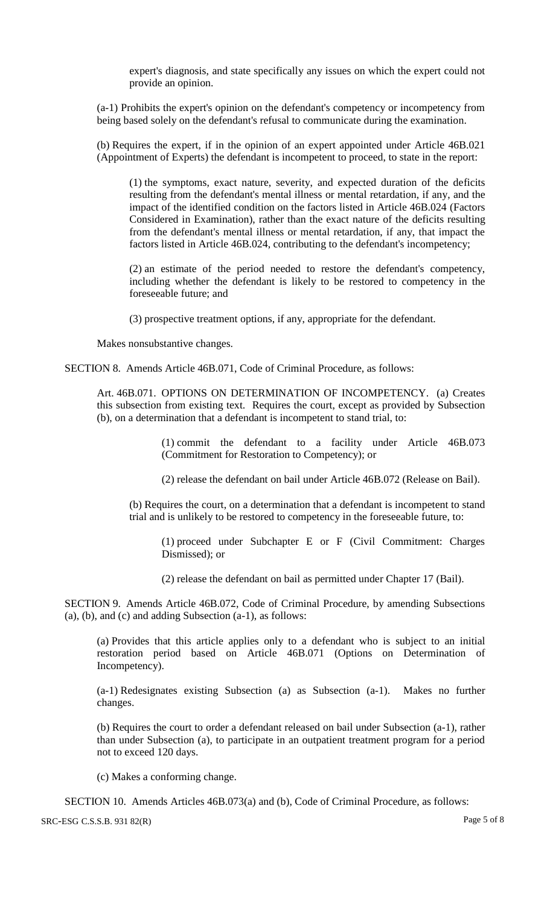expert's diagnosis, and state specifically any issues on which the expert could not provide an opinion.

(a-1) Prohibits the expert's opinion on the defendant's competency or incompetency from being based solely on the defendant's refusal to communicate during the examination.

(b) Requires the expert, if in the opinion of an expert appointed under Article 46B.021 (Appointment of Experts) the defendant is incompetent to proceed, to state in the report:

(1) the symptoms, exact nature, severity, and expected duration of the deficits resulting from the defendant's mental illness or mental retardation, if any, and the impact of the identified condition on the factors listed in Article 46B.024 (Factors Considered in Examination), rather than the exact nature of the deficits resulting from the defendant's mental illness or mental retardation, if any, that impact the factors listed in Article 46B.024, contributing to the defendant's incompetency;

(2) an estimate of the period needed to restore the defendant's competency, including whether the defendant is likely to be restored to competency in the foreseeable future; and

(3) prospective treatment options, if any, appropriate for the defendant.

Makes nonsubstantive changes.

SECTION 8. Amends Article 46B.071, Code of Criminal Procedure, as follows:

Art. 46B.071. OPTIONS ON DETERMINATION OF INCOMPETENCY. (a) Creates this subsection from existing text. Requires the court, except as provided by Subsection (b), on a determination that a defendant is incompetent to stand trial, to:

(1) commit the defendant to a facility under Article 46B.073 (Commitment for Restoration to Competency); or

(2) release the defendant on bail under Article 46B.072 (Release on Bail).

(b) Requires the court, on a determination that a defendant is incompetent to stand trial and is unlikely to be restored to competency in the foreseeable future, to:

(1) proceed under Subchapter E or F (Civil Commitment: Charges Dismissed); or

(2) release the defendant on bail as permitted under Chapter 17 (Bail).

SECTION 9. Amends Article 46B.072, Code of Criminal Procedure, by amending Subsections (a), (b), and (c) and adding Subsection (a-1), as follows:

(a) Provides that this article applies only to a defendant who is subject to an initial restoration period based on Article 46B.071 (Options on Determination of Incompetency).

(a-1) Redesignates existing Subsection (a) as Subsection (a-1). Makes no further changes.

(b) Requires the court to order a defendant released on bail under Subsection (a-1), rather than under Subsection (a), to participate in an outpatient treatment program for a period not to exceed 120 days.

(c) Makes a conforming change.

SECTION 10. Amends Articles 46B.073(a) and (b), Code of Criminal Procedure, as follows: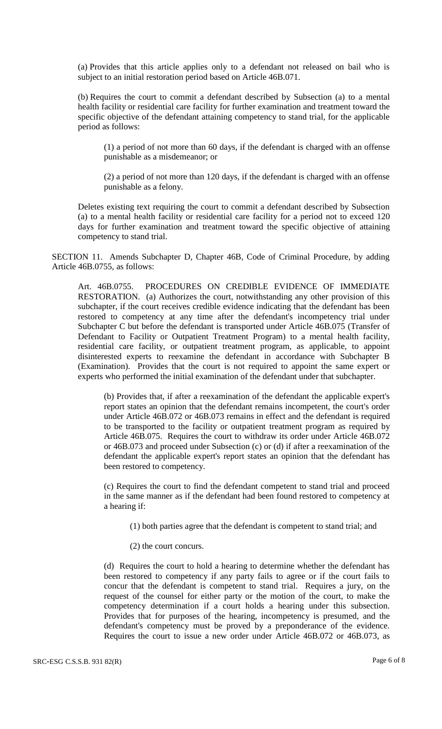(a) Provides that this article applies only to a defendant not released on bail who is subject to an initial restoration period based on Article 46B.071.

(b) Requires the court to commit a defendant described by Subsection (a) to a mental health facility or residential care facility for further examination and treatment toward the specific objective of the defendant attaining competency to stand trial, for the applicable period as follows:

(1) a period of not more than 60 days, if the defendant is charged with an offense punishable as a misdemeanor; or

(2) a period of not more than 120 days, if the defendant is charged with an offense punishable as a felony.

Deletes existing text requiring the court to commit a defendant described by Subsection (a) to a mental health facility or residential care facility for a period not to exceed 120 days for further examination and treatment toward the specific objective of attaining competency to stand trial.

SECTION 11. Amends Subchapter D, Chapter 46B, Code of Criminal Procedure, by adding Article 46B.0755, as follows:

Art. 46B.0755. PROCEDURES ON CREDIBLE EVIDENCE OF IMMEDIATE RESTORATION. (a) Authorizes the court, notwithstanding any other provision of this subchapter, if the court receives credible evidence indicating that the defendant has been restored to competency at any time after the defendant's incompetency trial under Subchapter C but before the defendant is transported under Article 46B.075 (Transfer of Defendant to Facility or Outpatient Treatment Program) to a mental health facility, residential care facility, or outpatient treatment program, as applicable, to appoint disinterested experts to reexamine the defendant in accordance with Subchapter B (Examination). Provides that the court is not required to appoint the same expert or experts who performed the initial examination of the defendant under that subchapter.

(b) Provides that, if after a reexamination of the defendant the applicable expert's report states an opinion that the defendant remains incompetent, the court's order under Article 46B.072 or 46B.073 remains in effect and the defendant is required to be transported to the facility or outpatient treatment program as required by Article 46B.075. Requires the court to withdraw its order under Article 46B.072 or 46B.073 and proceed under Subsection (c) or (d) if after a reexamination of the defendant the applicable expert's report states an opinion that the defendant has been restored to competency.

(c) Requires the court to find the defendant competent to stand trial and proceed in the same manner as if the defendant had been found restored to competency at a hearing if:

(1) both parties agree that the defendant is competent to stand trial; and

(2) the court concurs.

(d) Requires the court to hold a hearing to determine whether the defendant has been restored to competency if any party fails to agree or if the court fails to concur that the defendant is competent to stand trial. Requires a jury, on the request of the counsel for either party or the motion of the court, to make the competency determination if a court holds a hearing under this subsection. Provides that for purposes of the hearing, incompetency is presumed, and the defendant's competency must be proved by a preponderance of the evidence. Requires the court to issue a new order under Article 46B.072 or 46B.073, as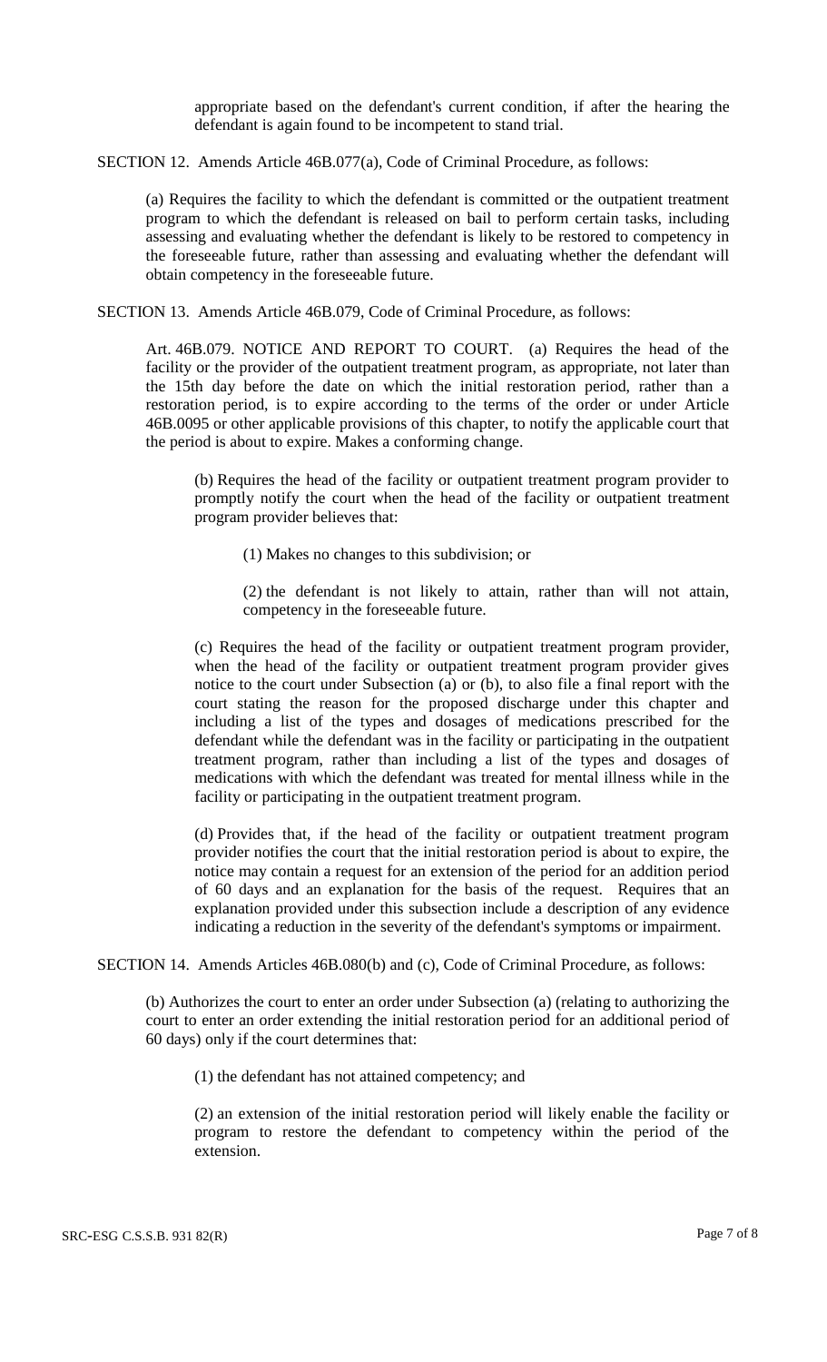appropriate based on the defendant's current condition, if after the hearing the defendant is again found to be incompetent to stand trial.

SECTION 12. Amends Article 46B.077(a), Code of Criminal Procedure, as follows:

(a) Requires the facility to which the defendant is committed or the outpatient treatment program to which the defendant is released on bail to perform certain tasks, including assessing and evaluating whether the defendant is likely to be restored to competency in the foreseeable future, rather than assessing and evaluating whether the defendant will obtain competency in the foreseeable future.

SECTION 13. Amends Article 46B.079, Code of Criminal Procedure, as follows:

Art. 46B.079. NOTICE AND REPORT TO COURT. (a) Requires the head of the facility or the provider of the outpatient treatment program, as appropriate, not later than the 15th day before the date on which the initial restoration period, rather than a restoration period, is to expire according to the terms of the order or under Article 46B.0095 or other applicable provisions of this chapter, to notify the applicable court that the period is about to expire. Makes a conforming change.

(b) Requires the head of the facility or outpatient treatment program provider to promptly notify the court when the head of the facility or outpatient treatment program provider believes that:

(1) Makes no changes to this subdivision; or

(2) the defendant is not likely to attain, rather than will not attain, competency in the foreseeable future.

(c) Requires the head of the facility or outpatient treatment program provider, when the head of the facility or outpatient treatment program provider gives notice to the court under Subsection (a) or (b), to also file a final report with the court stating the reason for the proposed discharge under this chapter and including a list of the types and dosages of medications prescribed for the defendant while the defendant was in the facility or participating in the outpatient treatment program, rather than including a list of the types and dosages of medications with which the defendant was treated for mental illness while in the facility or participating in the outpatient treatment program.

(d) Provides that, if the head of the facility or outpatient treatment program provider notifies the court that the initial restoration period is about to expire, the notice may contain a request for an extension of the period for an addition period of 60 days and an explanation for the basis of the request. Requires that an explanation provided under this subsection include a description of any evidence indicating a reduction in the severity of the defendant's symptoms or impairment.

SECTION 14. Amends Articles 46B.080(b) and (c), Code of Criminal Procedure, as follows:

(b) Authorizes the court to enter an order under Subsection (a) (relating to authorizing the court to enter an order extending the initial restoration period for an additional period of 60 days) only if the court determines that:

(1) the defendant has not attained competency; and

(2) an extension of the initial restoration period will likely enable the facility or program to restore the defendant to competency within the period of the extension.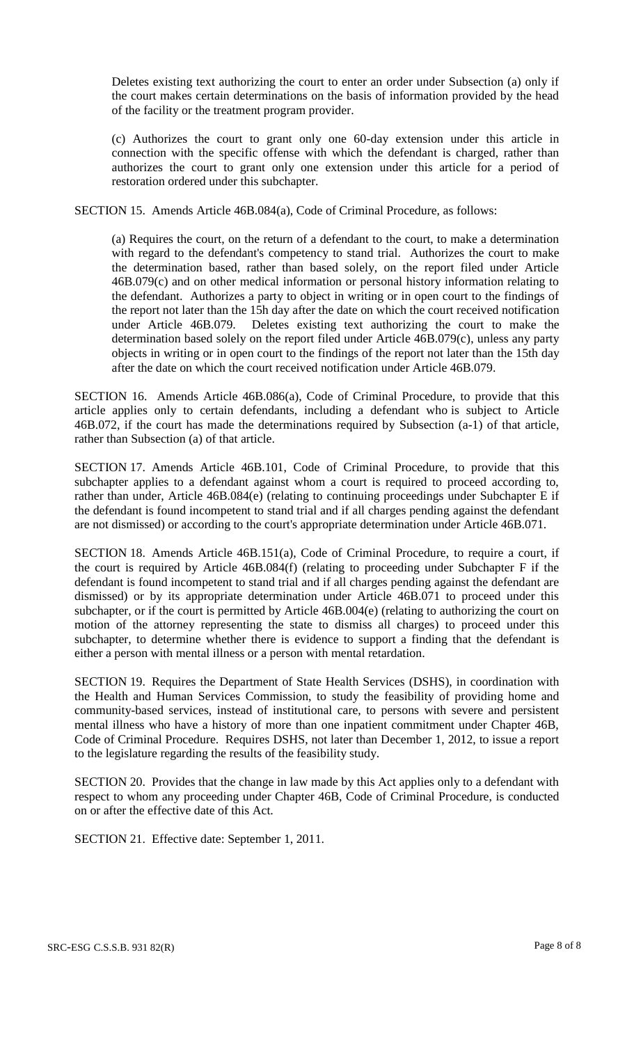Deletes existing text authorizing the court to enter an order under Subsection (a) only if the court makes certain determinations on the basis of information provided by the head of the facility or the treatment program provider.

(c) Authorizes the court to grant only one 60-day extension under this article in connection with the specific offense with which the defendant is charged, rather than authorizes the court to grant only one extension under this article for a period of restoration ordered under this subchapter.

SECTION 15. Amends Article 46B.084(a), Code of Criminal Procedure, as follows:

(a) Requires the court, on the return of a defendant to the court, to make a determination with regard to the defendant's competency to stand trial. Authorizes the court to make the determination based, rather than based solely, on the report filed under Article 46B.079(c) and on other medical information or personal history information relating to the defendant. Authorizes a party to object in writing or in open court to the findings of the report not later than the 15h day after the date on which the court received notification under Article 46B.079. Deletes existing text authorizing the court to make the determination based solely on the report filed under Article 46B.079(c), unless any party objects in writing or in open court to the findings of the report not later than the 15th day after the date on which the court received notification under Article 46B.079.

SECTION 16. Amends Article 46B.086(a), Code of Criminal Procedure, to provide that this article applies only to certain defendants, including a defendant who is subject to Article 46B.072, if the court has made the determinations required by Subsection (a-1) of that article, rather than Subsection (a) of that article.

SECTION 17. Amends Article 46B.101, Code of Criminal Procedure, to provide that this subchapter applies to a defendant against whom a court is required to proceed according to, rather than under, Article 46B.084(e) (relating to continuing proceedings under Subchapter E if the defendant is found incompetent to stand trial and if all charges pending against the defendant are not dismissed) or according to the court's appropriate determination under Article 46B.071.

SECTION 18. Amends Article 46B.151(a), Code of Criminal Procedure, to require a court, if the court is required by Article 46B.084(f) (relating to proceeding under Subchapter F if the defendant is found incompetent to stand trial and if all charges pending against the defendant are dismissed) or by its appropriate determination under Article 46B.071 to proceed under this subchapter, or if the court is permitted by Article 46B.004(e) (relating to authorizing the court on motion of the attorney representing the state to dismiss all charges) to proceed under this subchapter, to determine whether there is evidence to support a finding that the defendant is either a person with mental illness or a person with mental retardation.

SECTION 19. Requires the Department of State Health Services (DSHS), in coordination with the Health and Human Services Commission, to study the feasibility of providing home and community-based services, instead of institutional care, to persons with severe and persistent mental illness who have a history of more than one inpatient commitment under Chapter 46B, Code of Criminal Procedure. Requires DSHS, not later than December 1, 2012, to issue a report to the legislature regarding the results of the feasibility study.

SECTION 20. Provides that the change in law made by this Act applies only to a defendant with respect to whom any proceeding under Chapter 46B, Code of Criminal Procedure, is conducted on or after the effective date of this Act.

SECTION 21. Effective date: September 1, 2011.